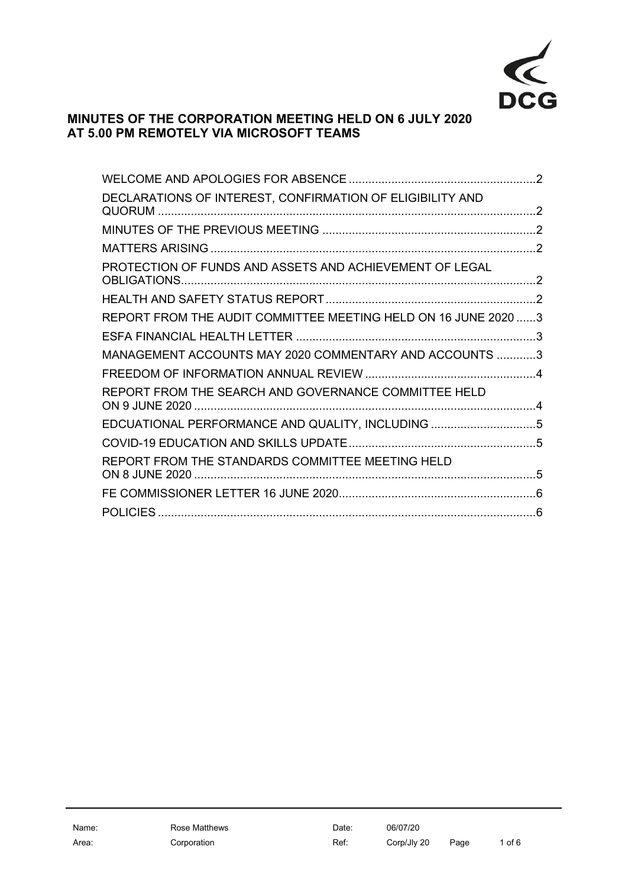DCG

# MINUTES OF THE CORPORATION MEETING HELD ON 6 JULY 2020 AT 5.00 PM REMOTELY VIA MICROSOFT TEAMS

| | |
|---|---|
| WELCOME AND APOLOGIES FOR ABSENCE | 2 |
| DECLARATIONS OF INTEREST, CONFIRMATION OF ELIGIBILITY AND QUORUM | 2 |
| MINUTES OF THE PREVIOUS MEETING | 2 |
| MATTERS ARISING | 2 |
| PROTECTION OF FUNDS AND ASSETS AND ACHIEVEMENT OF LEGAL OBLIGATIONS | 2 |
| HEALTH AND SAFETY STATUS REPORT | 2 |
| REPORT FROM THE AUDIT COMMITTEE MEETING HELD ON 16 JUNE 2020 | 3 |
| ESFA FINANCIAL HEALTH LETTER | 3 |
| MANAGEMENT ACCOUNTS MAY 2020 COMMENTARY AND ACCOUNTS | 3 |
| FREEDOM OF INFORMATION ANNUAL REVIEW | 4 |
| REPORT FROM THE SEARCH AND GOVERNANCE COMMITTEE HELD ON 9 JUNE 2020 | 4 |
| EDCUATIONAL PERFORMANCE AND QUALITY, INCLUDING | 5 |
| COVID-19 EDUCATION AND SKILLS UPDATE | 5 |
| REPORT FROM THE STANDARDS COMMITTEE MEETING HELD ON 8 JUNE 2020 | 5 |
| FE COMMISSIONER LETTER 16 JUNE 2020 | 6 |
| POLICIES | 6 |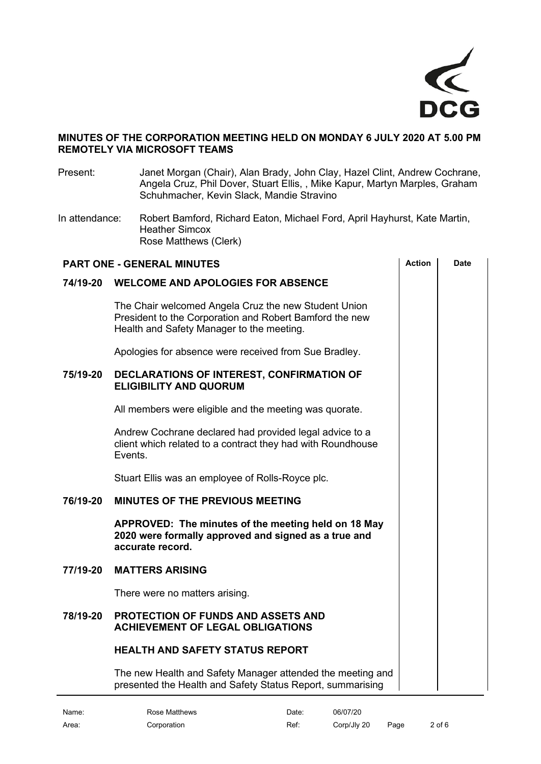**MINUTES OF THE CORPORATION MEETING HELD ON MONDAY 6 JULY 2020 AT 5.00 PM REMOTELY VIA MICROSOFT TEAMS**

Present: Janet Morgan (Chair), Alan Brady, John Clay, Hazel Clint, Andrew Cochrane, Angela Cruz, Phil Dover, Stuart Ellis, , Mike Kapur, Martyn Marples, Graham Schuhmacher, Kevin Slack, Mandie Stravino

In attendance: Robert Bamford, Richard Eaton, Michael Ford, April Hayhurst, Kate Martin, Heather Simcox
Rose Matthews (Clerk)

## PART ONE - GENERAL MINUTES

| | | Action | Date |
|---|---|---|---|
| **74/19-20** | **WELCOME AND APOLOGIES FOR ABSENCE** | | |
| | The Chair welcomed Angela Cruz the new Student Union President to the Corporation and Robert Bamford the new Health and Safety Manager to the meeting. | | |
| | Apologies for absence were received from Sue Bradley. | | |
| **75/19-20** | **DECLARATIONS OF INTEREST, CONFIRMATION OF ELIGIBILITY AND QUORUM** | | |
| | All members were eligible and the meeting was quorate. | | |
| | Andrew Cochrane declared had provided legal advice to a client which related to a contract they had with Roundhouse Events. | | |
| | Stuart Ellis was an employee of Rolls-Royce plc. | | |
| **76/19-20** | **MINUTES OF THE PREVIOUS MEETING** | | |
| | **APPROVED: The minutes of the meeting held on 18 May 2020 were formally approved and signed as a true and accurate record.** | | |
| **77/19-20** | **MATTERS ARISING** | | |
| | There were no matters arising. | | |
| **78/19-20** | **PROTECTION OF FUNDS AND ASSETS AND ACHIEVEMENT OF LEGAL OBLIGATIONS** | | |
| | **HEALTH AND SAFETY STATUS REPORT** | | |
| | The new Health and Safety Manager attended the meeting and presented the Health and Safety Status Report, summarising | | |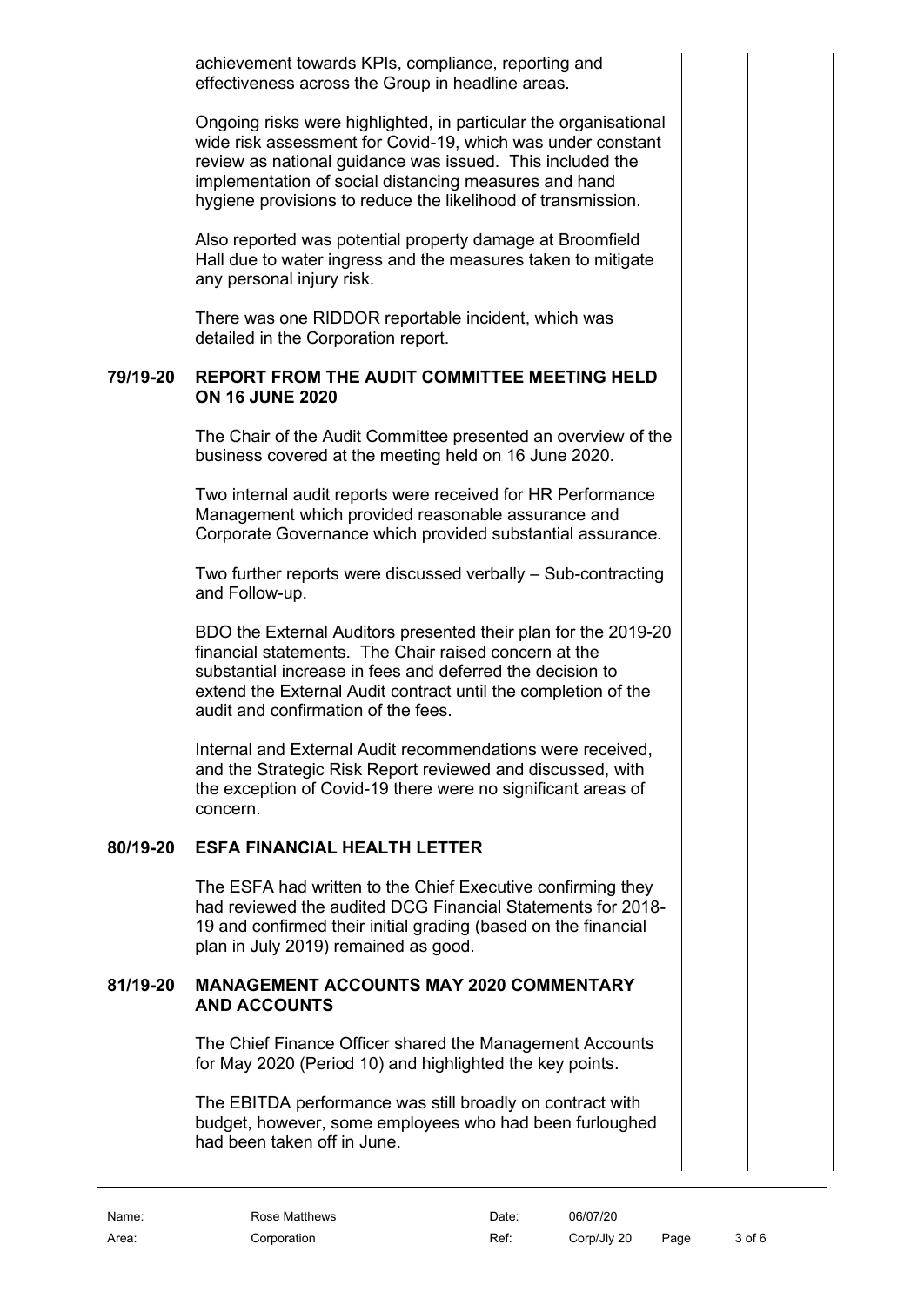achievement towards KPIs, compliance, reporting and effectiveness across the Group in headline areas.

Ongoing risks were highlighted, in particular the organisational wide risk assessment for Covid-19, which was under constant review as national guidance was issued. This included the implementation of social distancing measures and hand hygiene provisions to reduce the likelihood of transmission.

Also reported was potential property damage at Broomfield Hall due to water ingress and the measures taken to mitigate any personal injury risk.

There was one RIDDOR reportable incident, which was detailed in the Corporation report.

**79/19-20 REPORT FROM THE AUDIT COMMITTEE MEETING HELD ON 16 JUNE 2020**

The Chair of the Audit Committee presented an overview of the business covered at the meeting held on 16 June 2020.

Two internal audit reports were received for HR Performance Management which provided reasonable assurance and Corporate Governance which provided substantial assurance.

Two further reports were discussed verbally – Sub-contracting and Follow-up.

BDO the External Auditors presented their plan for the 2019-20 financial statements. The Chair raised concern at the substantial increase in fees and deferred the decision to extend the External Audit contract until the completion of the audit and confirmation of the fees.

Internal and External Audit recommendations were received, and the Strategic Risk Report reviewed and discussed, with the exception of Covid-19 there were no significant areas of concern.

**80/19-20 ESFA FINANCIAL HEALTH LETTER**

The ESFA had written to the Chief Executive confirming they had reviewed the audited DCG Financial Statements for 2018-19 and confirmed their initial grading (based on the financial plan in July 2019) remained as good.

**81/19-20 MANAGEMENT ACCOUNTS MAY 2020 COMMENTARY AND ACCOUNTS**

The Chief Finance Officer shared the Management Accounts for May 2020 (Period 10) and highlighted the key points.

The EBITDA performance was still broadly on contract with budget, however, some employees who had been furloughed had been taken off in June.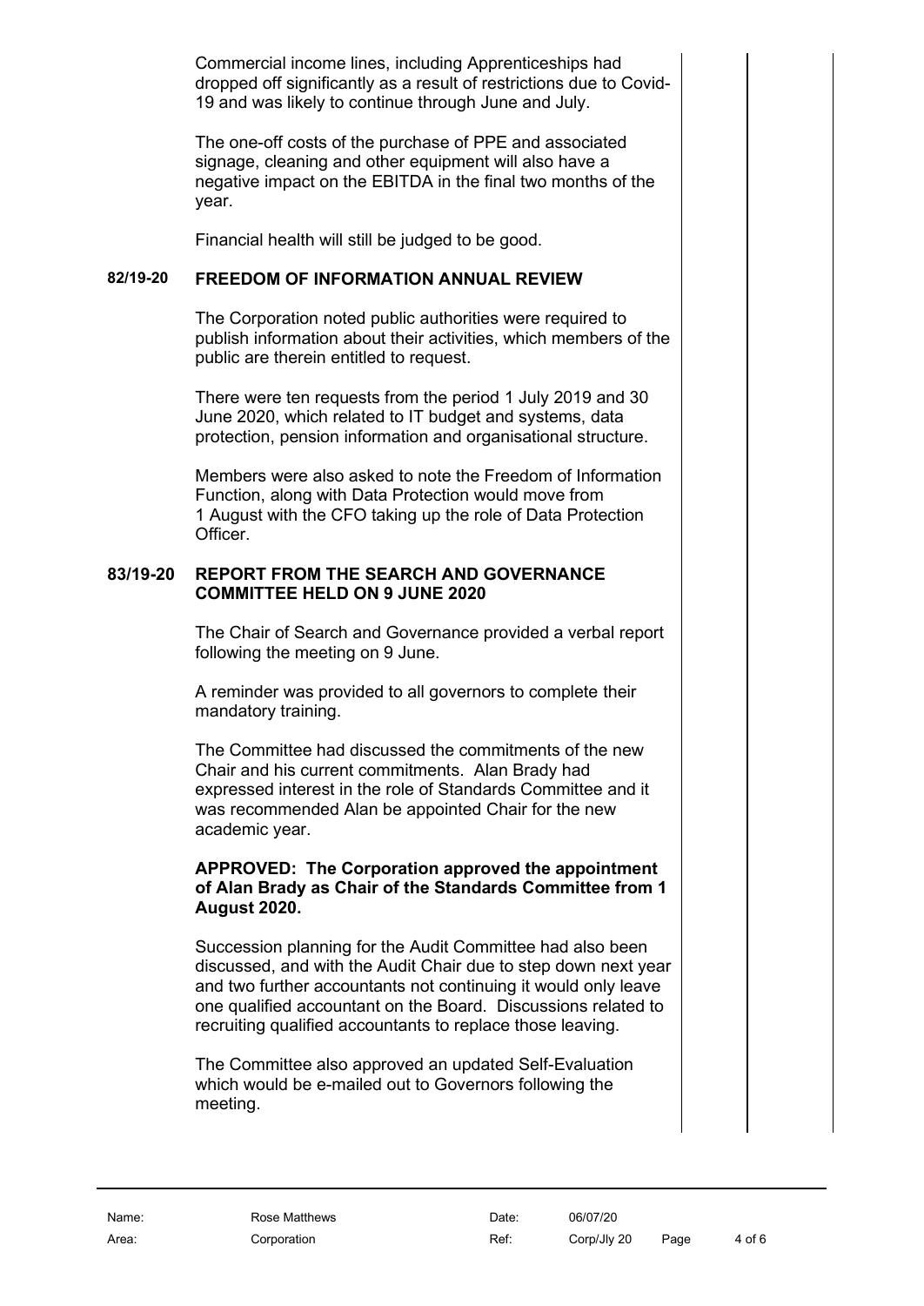Commercial income lines, including Apprenticeships had dropped off significantly as a result of restrictions due to Covid-19 and was likely to continue through June and July.

The one-off costs of the purchase of PPE and associated signage, cleaning and other equipment will also have a negative impact on the EBITDA in the final two months of the year.

Financial health will still be judged to be good.

## 82/19-20 FREEDOM OF INFORMATION ANNUAL REVIEW

The Corporation noted public authorities were required to publish information about their activities, which members of the public are therein entitled to request.

There were ten requests from the period 1 July 2019 and 30 June 2020, which related to IT budget and systems, data protection, pension information and organisational structure.

Members were also asked to note the Freedom of Information Function, along with Data Protection would move from 1 August with the CFO taking up the role of Data Protection Officer.

## 83/19-20 REPORT FROM THE SEARCH AND GOVERNANCE COMMITTEE HELD ON 9 JUNE 2020

The Chair of Search and Governance provided a verbal report following the meeting on 9 June.

A reminder was provided to all governors to complete their mandatory training.

The Committee had discussed the commitments of the new Chair and his current commitments. Alan Brady had expressed interest in the role of Standards Committee and it was recommended Alan be appointed Chair for the new academic year.

**APPROVED: The Corporation approved the appointment of Alan Brady as Chair of the Standards Committee from 1 August 2020.**

Succession planning for the Audit Committee had also been discussed, and with the Audit Chair due to step down next year and two further accountants not continuing it would only leave one qualified accountant on the Board. Discussions related to recruiting qualified accountants to replace those leaving.

The Committee also approved an updated Self-Evaluation which would be e-mailed out to Governors following the meeting.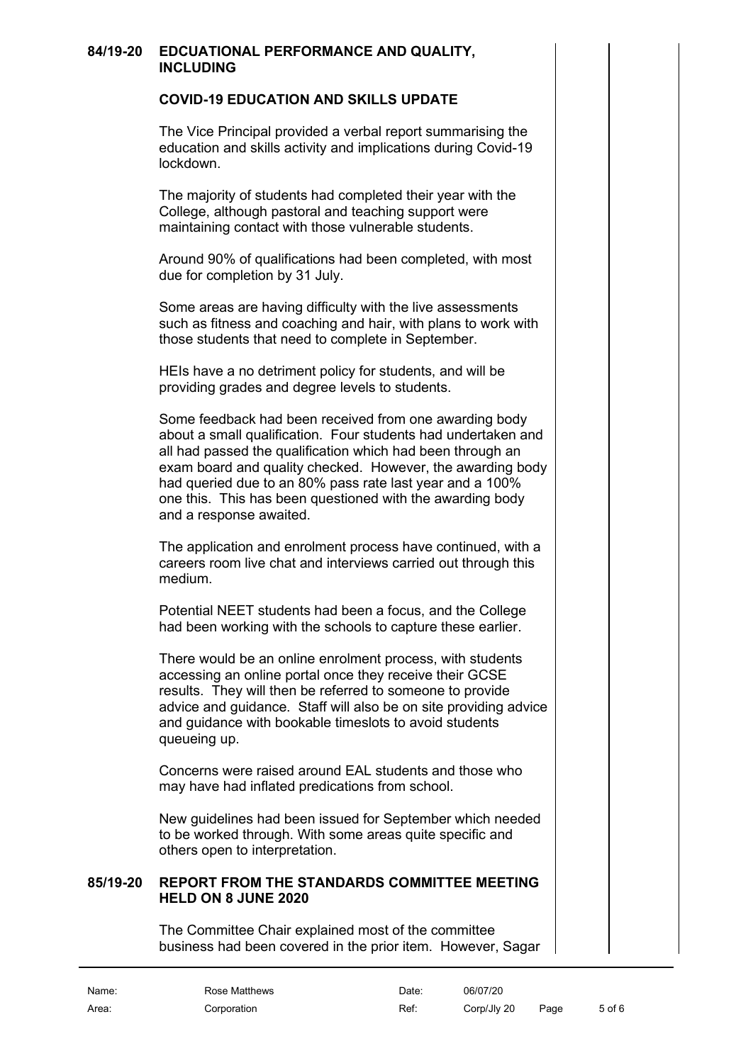**84/19-20 EDCUATIONAL PERFORMANCE AND QUALITY, INCLUDING**

**COVID-19 EDUCATION AND SKILLS UPDATE**

The Vice Principal provided a verbal report summarising the education and skills activity and implications during Covid-19 lockdown.

The majority of students had completed their year with the College, although pastoral and teaching support were maintaining contact with those vulnerable students.

Around 90% of qualifications had been completed, with most due for completion by 31 July.

Some areas are having difficulty with the live assessments such as fitness and coaching and hair, with plans to work with those students that need to complete in September.

HEIs have a no detriment policy for students, and will be providing grades and degree levels to students.

Some feedback had been received from one awarding body about a small qualification. Four students had undertaken and all had passed the qualification which had been through an exam board and quality checked. However, the awarding body had queried due to an 80% pass rate last year and a 100% one this. This has been questioned with the awarding body and a response awaited.

The application and enrolment process have continued, with a careers room live chat and interviews carried out through this medium.

Potential NEET students had been a focus, and the College had been working with the schools to capture these earlier.

There would be an online enrolment process, with students accessing an online portal once they receive their GCSE results. They will then be referred to someone to provide advice and guidance. Staff will also be on site providing advice and guidance with bookable timeslots to avoid students queueing up.

Concerns were raised around EAL students and those who may have had inflated predications from school.

New guidelines had been issued for September which needed to be worked through. With some areas quite specific and others open to interpretation.

**85/19-20 REPORT FROM THE STANDARDS COMMITTEE MEETING HELD ON 8 JUNE 2020**

The Committee Chair explained most of the committee business had been covered in the prior item. However, Sagar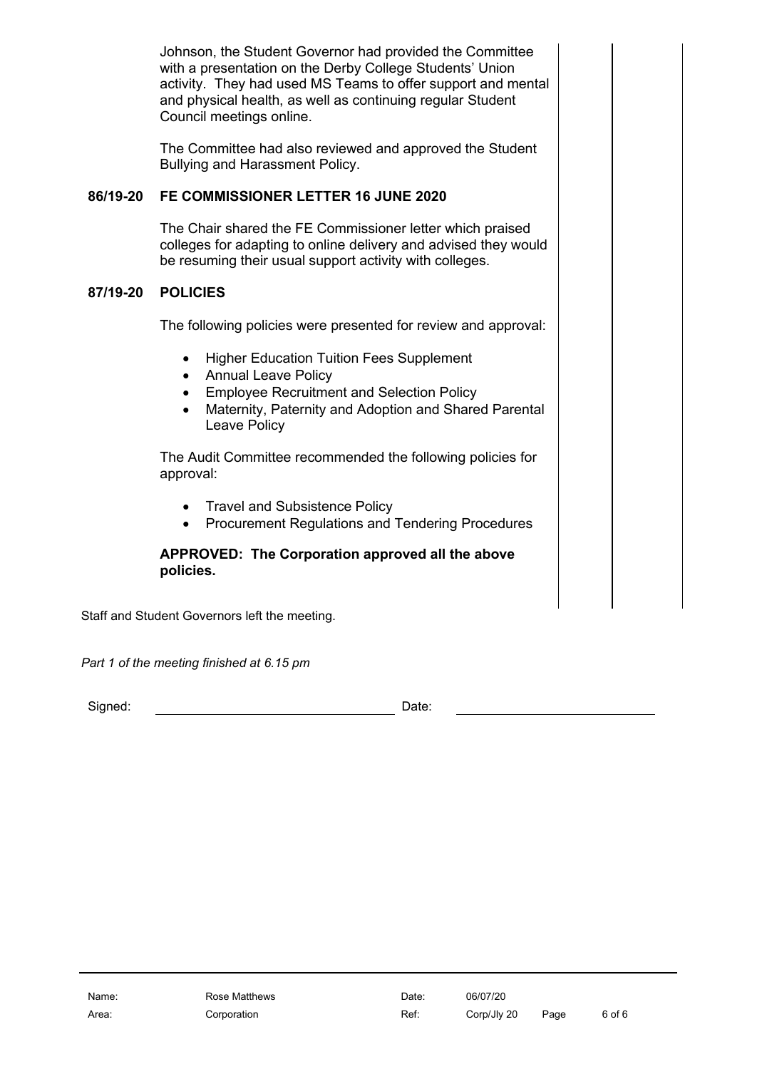Johnson, the Student Governor had provided the Committee with a presentation on the Derby College Students' Union activity. They had used MS Teams to offer support and mental and physical health, as well as continuing regular Student Council meetings online.

The Committee had also reviewed and approved the Student Bullying and Harassment Policy.

**86/19-20 FE COMMISSIONER LETTER 16 JUNE 2020**

The Chair shared the FE Commissioner letter which praised colleges for adapting to online delivery and advised they would be resuming their usual support activity with colleges.

**87/19-20 POLICIES**

The following policies were presented for review and approval:

- Higher Education Tuition Fees Supplement
- Annual Leave Policy
- Employee Recruitment and Selection Policy
- Maternity, Paternity and Adoption and Shared Parental Leave Policy

The Audit Committee recommended the following policies for approval:

- Travel and Subsistence Policy
- Procurement Regulations and Tendering Procedures

**APPROVED: The Corporation approved all the above policies.**

Staff and Student Governors left the meeting.

*Part 1 of the meeting finished at 6.15 pm*

Signed: \_\_\_\_\_\_\_\_\_\_\_\_\_\_\_\_\_\_\_\_\_\_\_\_\_\_\_\_ Date: \_\_\_\_\_\_\_\_\_\_\_\_\_\_\_\_\_\_\_\_\_\_

| | | | |
|---|---|---|---|
| Name: | Rose Matthews | Date: | 06/07/20 |
| Area: | Corporation | Ref: | Corp/Jly 20 |